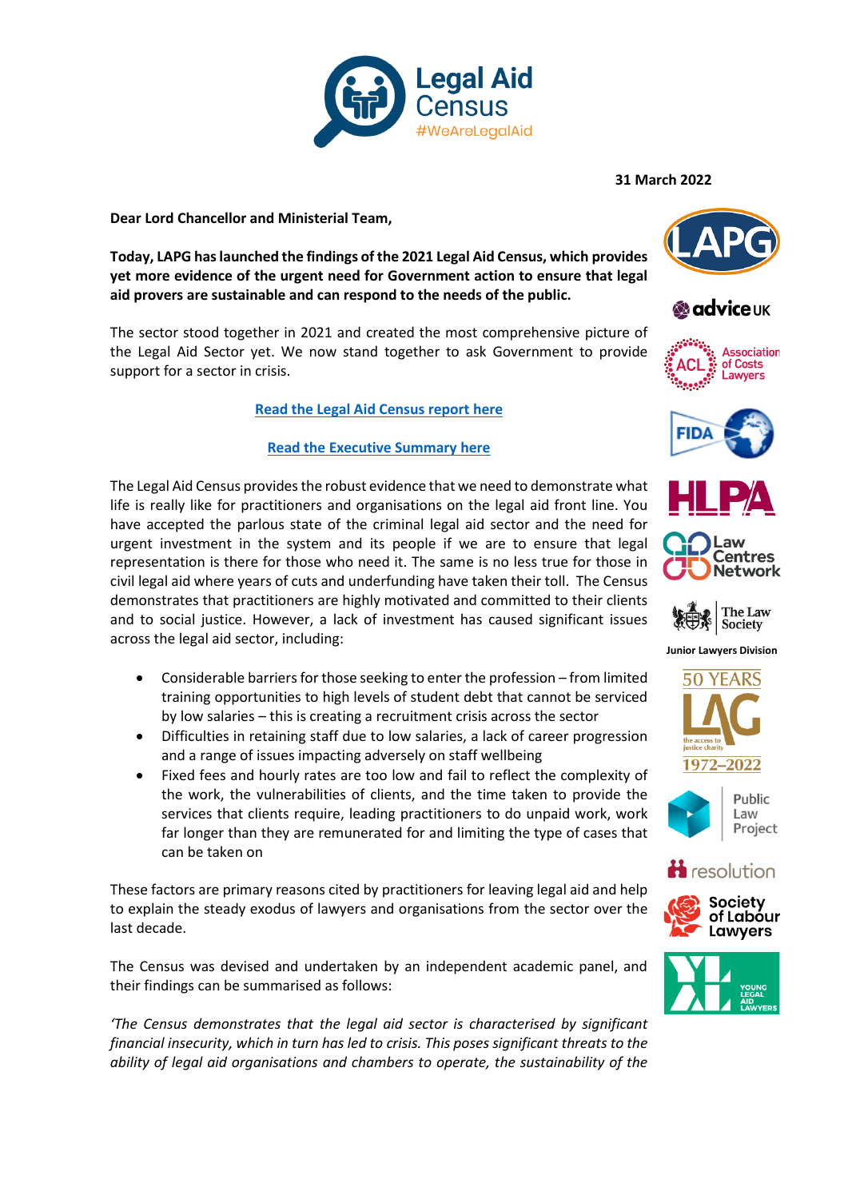**Legal Aid Census**
#WeAreLegalAid

**31 March 2022**

**Dear Lord Chancellor and Ministerial Team,**

**Today, LAPG has launched the findings of the 2021 Legal Aid Census, which provides yet more evidence of the urgent need for Government action to ensure that legal aid provers are sustainable and can respond to the needs of the public.**

The sector stood together in 2021 and created the most comprehensive picture of the Legal Aid Sector yet. We now stand together to ask Government to provide support for a sector in crisis.

**Read the Legal Aid Census report here**

**Read the Executive Summary here**

The Legal Aid Census provides the robust evidence that we need to demonstrate what life is really like for practitioners and organisations on the legal aid front line. You have accepted the parlous state of the criminal legal aid sector and the need for urgent investment in the system and its people if we are to ensure that legal representation is there for those who need it. The same is no less true for those in civil legal aid where years of cuts and underfunding have taken their toll. The Census demonstrates that practitioners are highly motivated and committed to their clients and to social justice. However, a lack of investment has caused significant issues across the legal aid sector, including:

- Considerable barriers for those seeking to enter the profession – from limited training opportunities to high levels of student debt that cannot be serviced by low salaries – this is creating a recruitment crisis across the sector
- Difficulties in retaining staff due to low salaries, a lack of career progression and a range of issues impacting adversely on staff wellbeing
- Fixed fees and hourly rates are too low and fail to reflect the complexity of the work, the vulnerabilities of clients, and the time taken to provide the services that clients require, leading practitioners to do unpaid work, work far longer than they are remunerated for and limiting the type of cases that can be taken on

These factors are primary reasons cited by practitioners for leaving legal aid and help to explain the steady exodus of lawyers and organisations from the sector over the last decade.

The Census was devised and undertaken by an independent academic panel, and their findings can be summarised as follows:

*'The Census demonstrates that the legal aid sector is characterised by significant financial insecurity, which in turn has led to crisis. This poses significant threats to the ability of legal aid organisations and chambers to operate, the sustainability of the*

LAPG | advice UK | Association of Costs Lawyers | FIDA | HLPA | Law Centres Network | The Law Society Junior Lawyers Division | 50 Years LAG the access to justice charity 1972–2022 | Public Law Project | resolution | Society of Labour Lawyers | Young Legal Aid Lawyers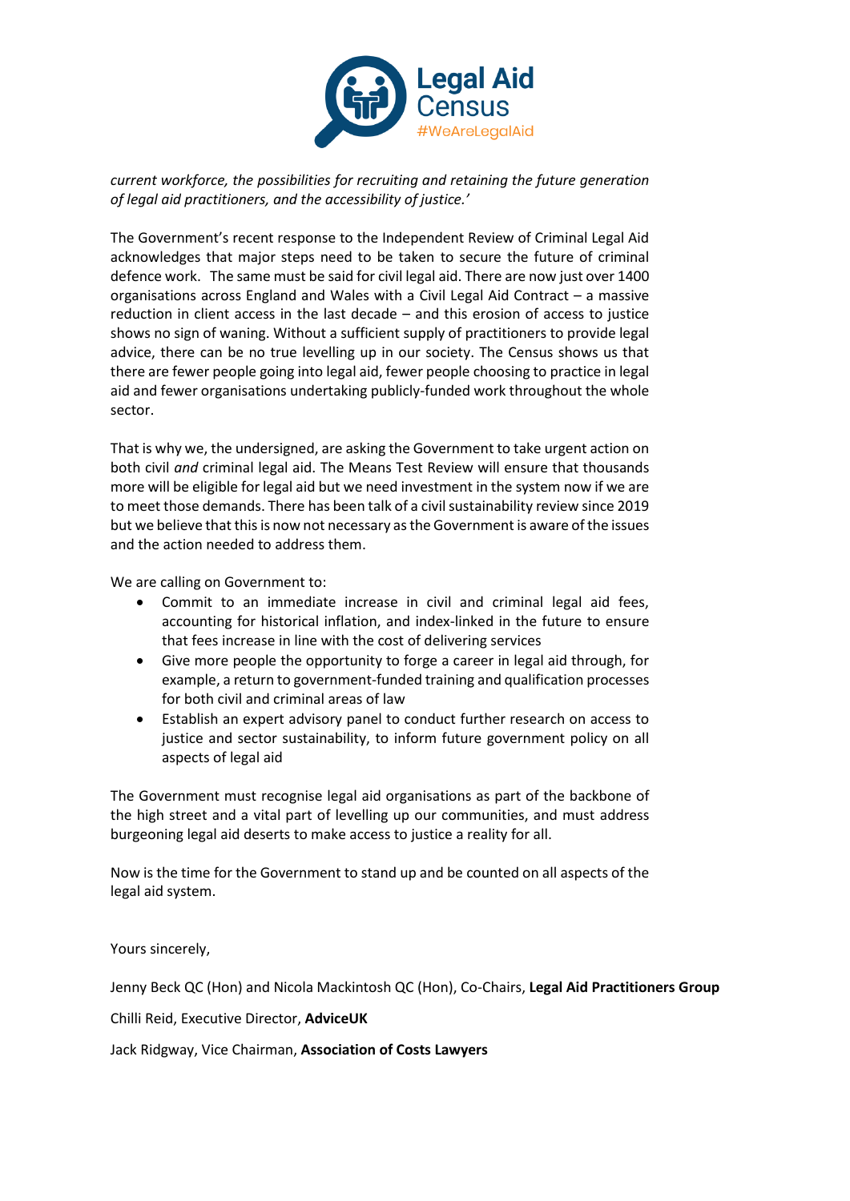*current workforce, the possibilities for recruiting and retaining the future generation of legal aid practitioners, and the accessibility of justice.'*

The Government's recent response to the Independent Review of Criminal Legal Aid acknowledges that major steps need to be taken to secure the future of criminal defence work. The same must be said for civil legal aid. There are now just over 1400 organisations across England and Wales with a Civil Legal Aid Contract – a massive reduction in client access in the last decade – and this erosion of access to justice shows no sign of waning. Without a sufficient supply of practitioners to provide legal advice, there can be no true levelling up in our society. The Census shows us that there are fewer people going into legal aid, fewer people choosing to practice in legal aid and fewer organisations undertaking publicly-funded work throughout the whole sector.

That is why we, the undersigned, are asking the Government to take urgent action on both civil *and* criminal legal aid. The Means Test Review will ensure that thousands more will be eligible for legal aid but we need investment in the system now if we are to meet those demands. There has been talk of a civil sustainability review since 2019 but we believe that this is now not necessary as the Government is aware of the issues and the action needed to address them.

We are calling on Government to:

- Commit to an immediate increase in civil and criminal legal aid fees, accounting for historical inflation, and index-linked in the future to ensure that fees increase in line with the cost of delivering services
- Give more people the opportunity to forge a career in legal aid through, for example, a return to government-funded training and qualification processes for both civil and criminal areas of law
- Establish an expert advisory panel to conduct further research on access to justice and sector sustainability, to inform future government policy on all aspects of legal aid

The Government must recognise legal aid organisations as part of the backbone of the high street and a vital part of levelling up our communities, and must address burgeoning legal aid deserts to make access to justice a reality for all.

Now is the time for the Government to stand up and be counted on all aspects of the legal aid system.

Yours sincerely,

Jenny Beck QC (Hon) and Nicola Mackintosh QC (Hon), Co-Chairs, **Legal Aid Practitioners Group**

Chilli Reid, Executive Director, **AdviceUK**

Jack Ridgway, Vice Chairman, **Association of Costs Lawyers**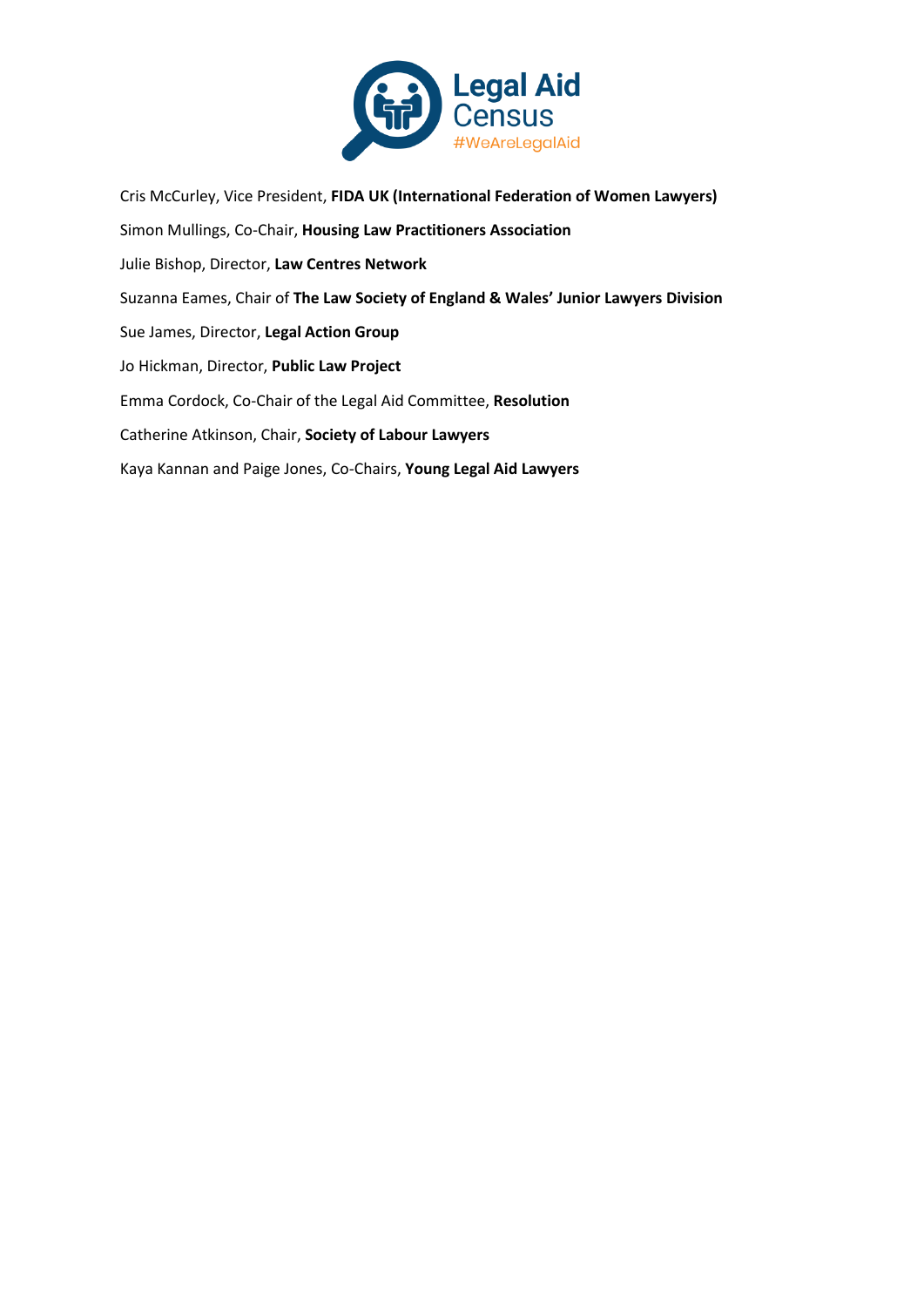Cris McCurley, Vice President, **FIDA UK (International Federation of Women Lawyers)**

Simon Mullings, Co-Chair, **Housing Law Practitioners Association**

Julie Bishop, Director, **Law Centres Network**

Suzanna Eames, Chair of **The Law Society of England & Wales' Junior Lawyers Division**

Sue James, Director, **Legal Action Group**

Jo Hickman, Director, **Public Law Project**

Emma Cordock, Co-Chair of the Legal Aid Committee, **Resolution**

Catherine Atkinson, Chair, **Society of Labour Lawyers**

Kaya Kannan and Paige Jones, Co-Chairs, **Young Legal Aid Lawyers**